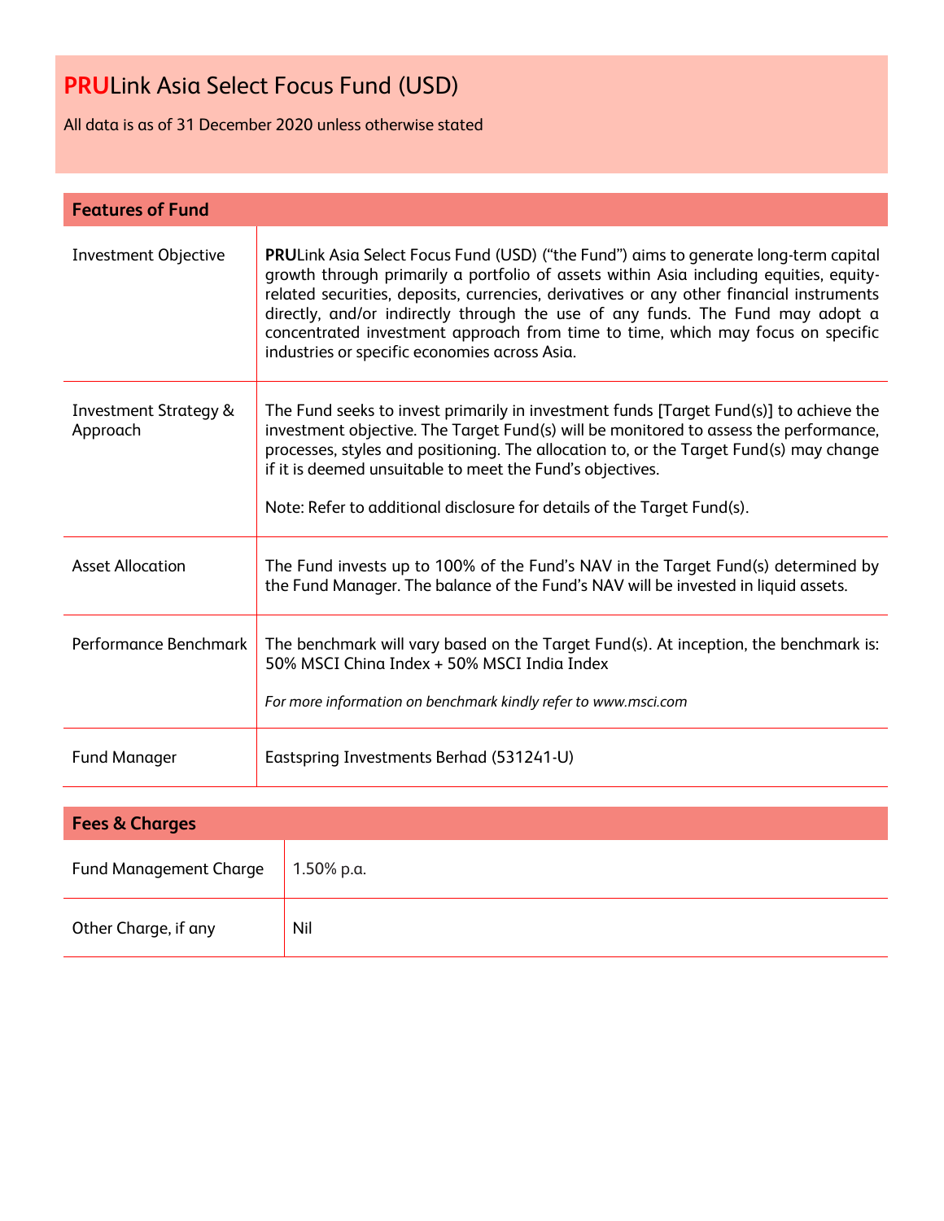# **PRU**Link Asia Select Focus Fund (USD)

All data is as of 31 December 2020 unless otherwise stated

## Features of Fund

| | |
|---|---|
| Investment Objective | **PRU**Link Asia Select Focus Fund (USD) ("the Fund") aims to generate long-term capital growth through primarily a portfolio of assets within Asia including equities, equity-related securities, deposits, currencies, derivatives or any other financial instruments directly, and/or indirectly through the use of any funds. The Fund may adopt a concentrated investment approach from time to time, which may focus on specific industries or specific economies across Asia. |
| Investment Strategy & Approach | The Fund seeks to invest primarily in investment funds [Target Fund(s)] to achieve the investment objective. The Target Fund(s) will be monitored to assess the performance, processes, styles and positioning. The allocation to, or the Target Fund(s) may change if it is deemed unsuitable to meet the Fund's objectives.<br><br>Note: Refer to additional disclosure for details of the Target Fund(s). |
| Asset Allocation | The Fund invests up to 100% of the Fund's NAV in the Target Fund(s) determined by the Fund Manager. The balance of the Fund's NAV will be invested in liquid assets. |
| Performance Benchmark | The benchmark will vary based on the Target Fund(s). At inception, the benchmark is: 50% MSCI China Index + 50% MSCI India Index<br><br>*For more information on benchmark kindly refer to www.msci.com* |
| Fund Manager | Eastspring Investments Berhad (531241-U) |

## Fees & Charges

| | |
|---|---|
| Fund Management Charge | 1.50% p.a. |
| Other Charge, if any | Nil |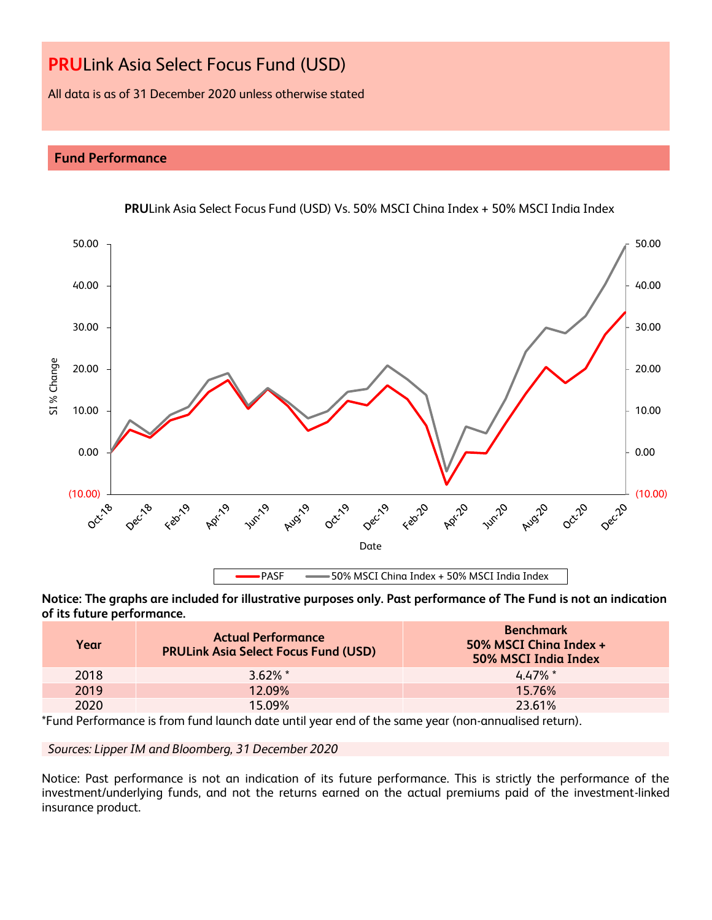# **PRU**Link Asia Select Focus Fund (USD)

All data is as of 31 December 2020 unless otherwise stated

## Fund Performance

**PRU**Link Asia Select Focus Fund (USD) Vs. 50% MSCI China Index + 50% MSCI India Index

**Notice: The graphs are included for illustrative purposes only. Past performance of The Fund is not an indication of its future performance.**

| Year | Actual Performance PRULink Asia Select Focus Fund (USD) | Benchmark 50% MSCI China Index + 50% MSCI India Index |
|---|---|---|
| 2018 | 3.62% * | 4.47% * |
| 2019 | 12.09% | 15.76% |
| 2020 | 15.09% | 23.61% |

*Fund Performance is from fund launch date until year end of the same year (non-annualised return).

*Sources: Lipper IM and Bloomberg, 31 December 2020*

Notice: Past performance is not an indication of its future performance. This is strictly the performance of the investment/underlying funds, and not the returns earned on the actual premiums paid of the investment-linked insurance product.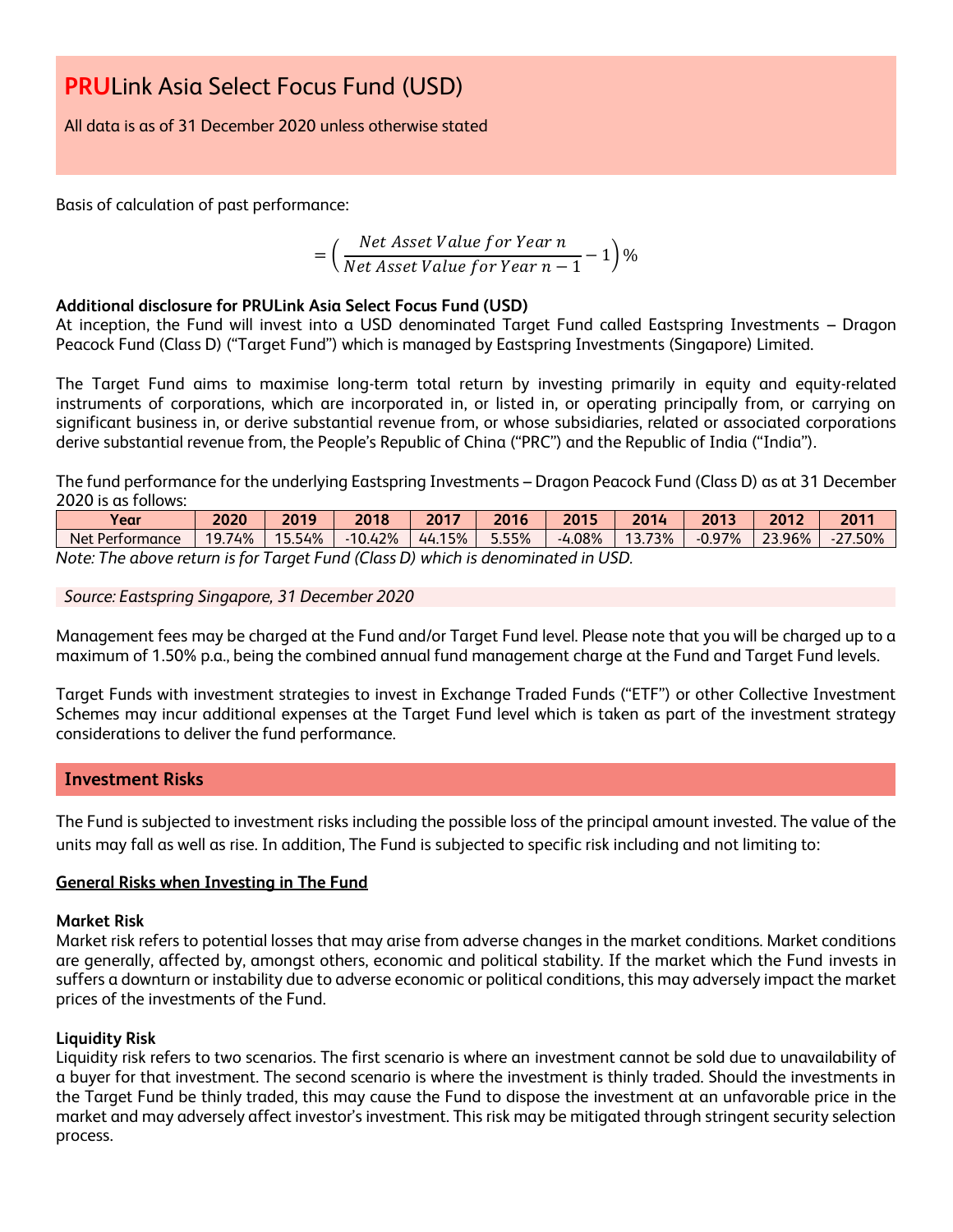# PRULink Asia Select Focus Fund (USD)

All data is as of 31 December 2020 unless otherwise stated

Basis of calculation of past performance:

$$= \left( \frac{Net\ Asset\ Value\ for\ Year\ n}{Net\ Asset\ Value\ for\ Year\ n-1} - 1 \right) \%$$

**Additional disclosure for PRULink Asia Select Focus Fund (USD)**

At inception, the Fund will invest into a USD denominated Target Fund called Eastspring Investments – Dragon Peacock Fund (Class D) ("Target Fund") which is managed by Eastspring Investments (Singapore) Limited.

The Target Fund aims to maximise long-term total return by investing primarily in equity and equity-related instruments of corporations, which are incorporated in, or listed in, or operating principally from, or carrying on significant business in, or derive substantial revenue from, or whose subsidiaries, related or associated corporations derive substantial revenue from, the People's Republic of China ("PRC") and the Republic of India ("India").

The fund performance for the underlying Eastspring Investments – Dragon Peacock Fund (Class D) as at 31 December 2020 is as follows:

| Year | 2020 | 2019 | 2018 | 2017 | 2016 | 2015 | 2014 | 2013 | 2012 | 2011 |
|---|---|---|---|---|---|---|---|---|---|---|
| Net Performance | 19.74% | 15.54% | -10.42% | 44.15% | 5.55% | -4.08% | 13.73% | -0.97% | 23.96% | -27.50% |

*Note: The above return is for Target Fund (Class D) which is denominated in USD.*

*Source: Eastspring Singapore, 31 December 2020*

Management fees may be charged at the Fund and/or Target Fund level. Please note that you will be charged up to a maximum of 1.50% p.a., being the combined annual fund management charge at the Fund and Target Fund levels.

Target Funds with investment strategies to invest in Exchange Traded Funds ("ETF") or other Collective Investment Schemes may incur additional expenses at the Target Fund level which is taken as part of the investment strategy considerations to deliver the fund performance.

## Investment Risks

The Fund is subjected to investment risks including the possible loss of the principal amount invested. The value of the units may fall as well as rise. In addition, The Fund is subjected to specific risk including and not limiting to:

### General Risks when Investing in The Fund

**Market Risk**

Market risk refers to potential losses that may arise from adverse changes in the market conditions. Market conditions are generally, affected by, amongst others, economic and political stability. If the market which the Fund invests in suffers a downturn or instability due to adverse economic or political conditions, this may adversely impact the market prices of the investments of the Fund.

**Liquidity Risk**

Liquidity risk refers to two scenarios. The first scenario is where an investment cannot be sold due to unavailability of a buyer for that investment. The second scenario is where the investment is thinly traded. Should the investments in the Target Fund be thinly traded, this may cause the Fund to dispose the investment at an unfavorable price in the market and may adversely affect investor's investment. This risk may be mitigated through stringent security selection process.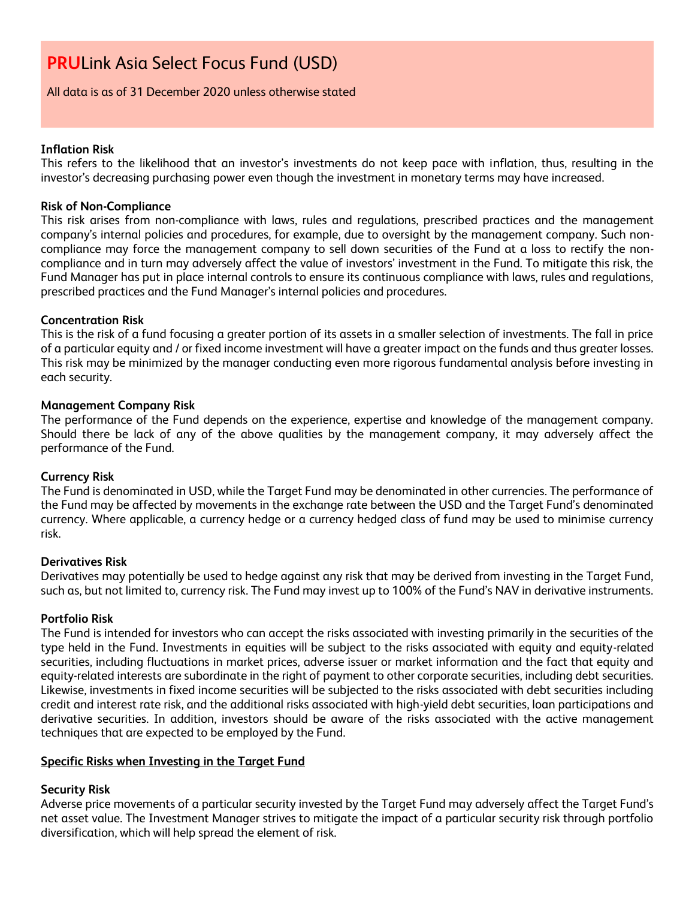# **PRU**Link Asia Select Focus Fund (USD)

All data is as of 31 December 2020 unless otherwise stated

**Inflation Risk**

This refers to the likelihood that an investor's investments do not keep pace with inflation, thus, resulting in the investor's decreasing purchasing power even though the investment in monetary terms may have increased.

**Risk of Non-Compliance**

This risk arises from non-compliance with laws, rules and regulations, prescribed practices and the management company's internal policies and procedures, for example, due to oversight by the management company. Such non-compliance may force the management company to sell down securities of the Fund at a loss to rectify the non-compliance and in turn may adversely affect the value of investors' investment in the Fund. To mitigate this risk, the Fund Manager has put in place internal controls to ensure its continuous compliance with laws, rules and regulations, prescribed practices and the Fund Manager's internal policies and procedures.

**Concentration Risk**

This is the risk of a fund focusing a greater portion of its assets in a smaller selection of investments. The fall in price of a particular equity and / or fixed income investment will have a greater impact on the funds and thus greater losses. This risk may be minimized by the manager conducting even more rigorous fundamental analysis before investing in each security.

**Management Company Risk**

The performance of the Fund depends on the experience, expertise and knowledge of the management company. Should there be lack of any of the above qualities by the management company, it may adversely affect the performance of the Fund.

**Currency Risk**

The Fund is denominated in USD, while the Target Fund may be denominated in other currencies. The performance of the Fund may be affected by movements in the exchange rate between the USD and the Target Fund's denominated currency. Where applicable, a currency hedge or a currency hedged class of fund may be used to minimise currency risk.

**Derivatives Risk**

Derivatives may potentially be used to hedge against any risk that may be derived from investing in the Target Fund, such as, but not limited to, currency risk. The Fund may invest up to 100% of the Fund's NAV in derivative instruments.

**Portfolio Risk**

The Fund is intended for investors who can accept the risks associated with investing primarily in the securities of the type held in the Fund. Investments in equities will be subject to the risks associated with equity and equity-related securities, including fluctuations in market prices, adverse issuer or market information and the fact that equity and equity-related interests are subordinate in the right of payment to other corporate securities, including debt securities. Likewise, investments in fixed income securities will be subjected to the risks associated with debt securities including credit and interest rate risk, and the additional risks associated with high-yield debt securities, loan participations and derivative securities. In addition, investors should be aware of the risks associated with the active management techniques that are expected to be employed by the Fund.

**Specific Risks when Investing in the Target Fund**

**Security Risk**

Adverse price movements of a particular security invested by the Target Fund may adversely affect the Target Fund's net asset value. The Investment Manager strives to mitigate the impact of a particular security risk through portfolio diversification, which will help spread the element of risk.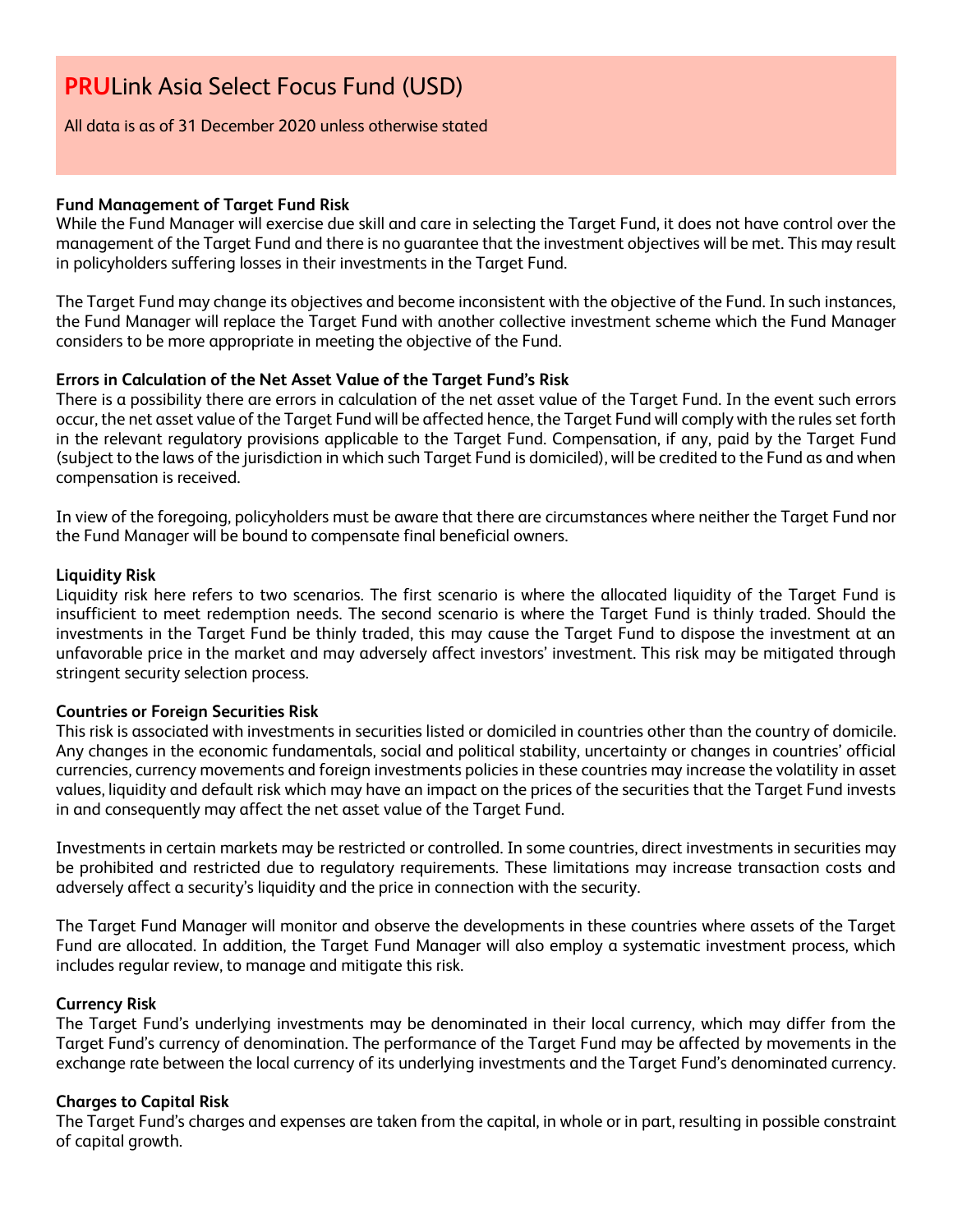# **PRU**Link Asia Select Focus Fund (USD)

All data is as of 31 December 2020 unless otherwise stated

**Fund Management of Target Fund Risk**

While the Fund Manager will exercise due skill and care in selecting the Target Fund, it does not have control over the management of the Target Fund and there is no guarantee that the investment objectives will be met. This may result in policyholders suffering losses in their investments in the Target Fund.

The Target Fund may change its objectives and become inconsistent with the objective of the Fund. In such instances, the Fund Manager will replace the Target Fund with another collective investment scheme which the Fund Manager considers to be more appropriate in meeting the objective of the Fund.

**Errors in Calculation of the Net Asset Value of the Target Fund's Risk**

There is a possibility there are errors in calculation of the net asset value of the Target Fund. In the event such errors occur, the net asset value of the Target Fund will be affected hence, the Target Fund will comply with the rules set forth in the relevant regulatory provisions applicable to the Target Fund. Compensation, if any, paid by the Target Fund (subject to the laws of the jurisdiction in which such Target Fund is domiciled), will be credited to the Fund as and when compensation is received.

In view of the foregoing, policyholders must be aware that there are circumstances where neither the Target Fund nor the Fund Manager will be bound to compensate final beneficial owners.

**Liquidity Risk**

Liquidity risk here refers to two scenarios. The first scenario is where the allocated liquidity of the Target Fund is insufficient to meet redemption needs. The second scenario is where the Target Fund is thinly traded. Should the investments in the Target Fund be thinly traded, this may cause the Target Fund to dispose the investment at an unfavorable price in the market and may adversely affect investors' investment. This risk may be mitigated through stringent security selection process.

**Countries or Foreign Securities Risk**

This risk is associated with investments in securities listed or domiciled in countries other than the country of domicile. Any changes in the economic fundamentals, social and political stability, uncertainty or changes in countries' official currencies, currency movements and foreign investments policies in these countries may increase the volatility in asset values, liquidity and default risk which may have an impact on the prices of the securities that the Target Fund invests in and consequently may affect the net asset value of the Target Fund.

Investments in certain markets may be restricted or controlled. In some countries, direct investments in securities may be prohibited and restricted due to regulatory requirements. These limitations may increase transaction costs and adversely affect a security's liquidity and the price in connection with the security.

The Target Fund Manager will monitor and observe the developments in these countries where assets of the Target Fund are allocated. In addition, the Target Fund Manager will also employ a systematic investment process, which includes regular review, to manage and mitigate this risk.

**Currency Risk**

The Target Fund's underlying investments may be denominated in their local currency, which may differ from the Target Fund's currency of denomination. The performance of the Target Fund may be affected by movements in the exchange rate between the local currency of its underlying investments and the Target Fund's denominated currency.

**Charges to Capital Risk**

The Target Fund's charges and expenses are taken from the capital, in whole or in part, resulting in possible constraint of capital growth.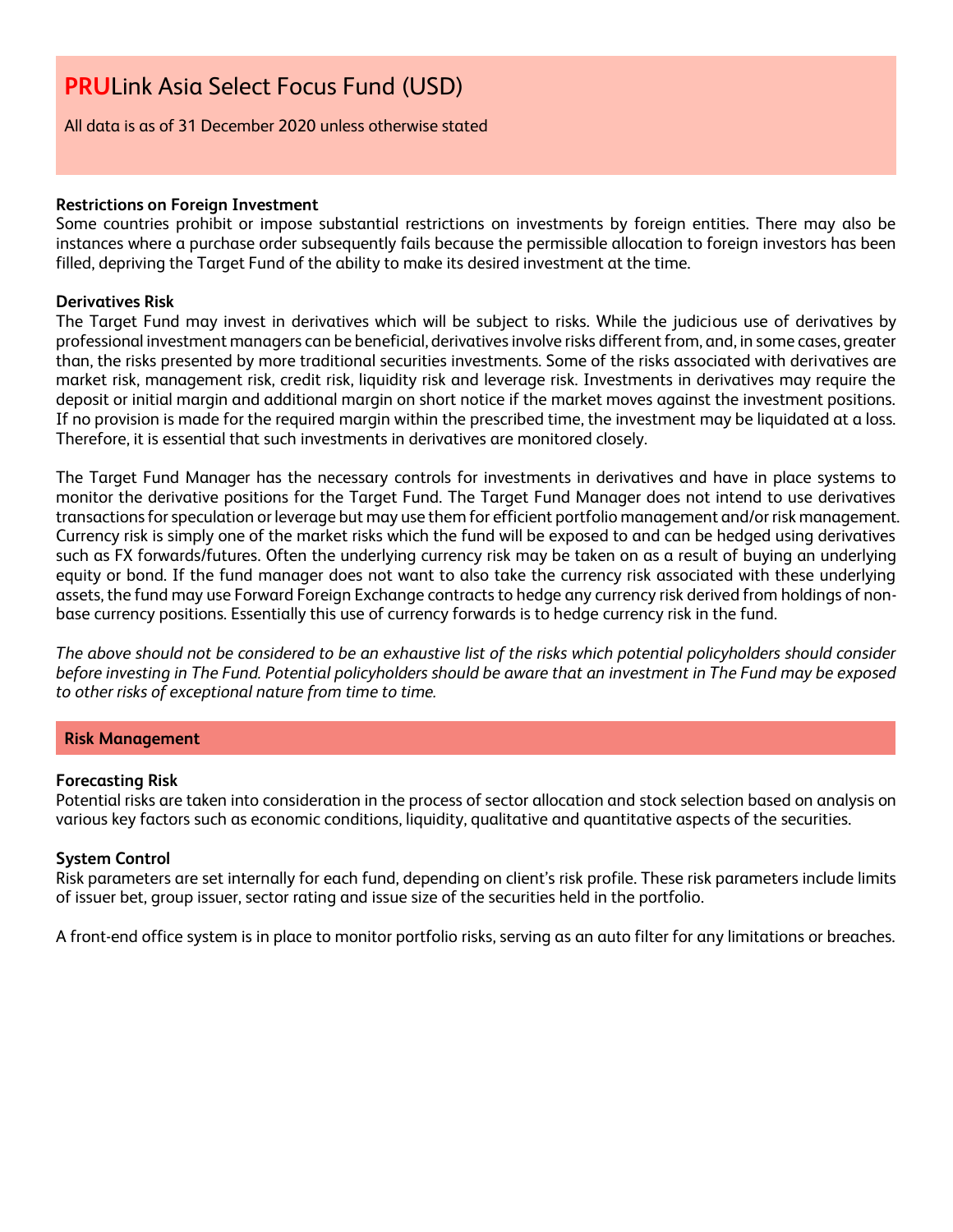# **PRU**Link Asia Select Focus Fund (USD)

All data is as of 31 December 2020 unless otherwise stated

**Restrictions on Foreign Investment**

Some countries prohibit or impose substantial restrictions on investments by foreign entities. There may also be instances where a purchase order subsequently fails because the permissible allocation to foreign investors has been filled, depriving the Target Fund of the ability to make its desired investment at the time.

**Derivatives Risk**

The Target Fund may invest in derivatives which will be subject to risks. While the judicious use of derivatives by professional investment managers can be beneficial, derivatives involve risks different from, and, in some cases, greater than, the risks presented by more traditional securities investments. Some of the risks associated with derivatives are market risk, management risk, credit risk, liquidity risk and leverage risk. Investments in derivatives may require the deposit or initial margin and additional margin on short notice if the market moves against the investment positions. If no provision is made for the required margin within the prescribed time, the investment may be liquidated at a loss. Therefore, it is essential that such investments in derivatives are monitored closely.

The Target Fund Manager has the necessary controls for investments in derivatives and have in place systems to monitor the derivative positions for the Target Fund. The Target Fund Manager does not intend to use derivatives transactions for speculation or leverage but may use them for efficient portfolio management and/or risk management. Currency risk is simply one of the market risks which the fund will be exposed to and can be hedged using derivatives such as FX forwards/futures. Often the underlying currency risk may be taken on as a result of buying an underlying equity or bond. If the fund manager does not want to also take the currency risk associated with these underlying assets, the fund may use Forward Foreign Exchange contracts to hedge any currency risk derived from holdings of non-base currency positions. Essentially this use of currency forwards is to hedge currency risk in the fund.

*The above should not be considered to be an exhaustive list of the risks which potential policyholders should consider before investing in The Fund. Potential policyholders should be aware that an investment in The Fund may be exposed to other risks of exceptional nature from time to time.*

## Risk Management

**Forecasting Risk**

Potential risks are taken into consideration in the process of sector allocation and stock selection based on analysis on various key factors such as economic conditions, liquidity, qualitative and quantitative aspects of the securities.

**System Control**

Risk parameters are set internally for each fund, depending on client's risk profile. These risk parameters include limits of issuer bet, group issuer, sector rating and issue size of the securities held in the portfolio.

A front-end office system is in place to monitor portfolio risks, serving as an auto filter for any limitations or breaches.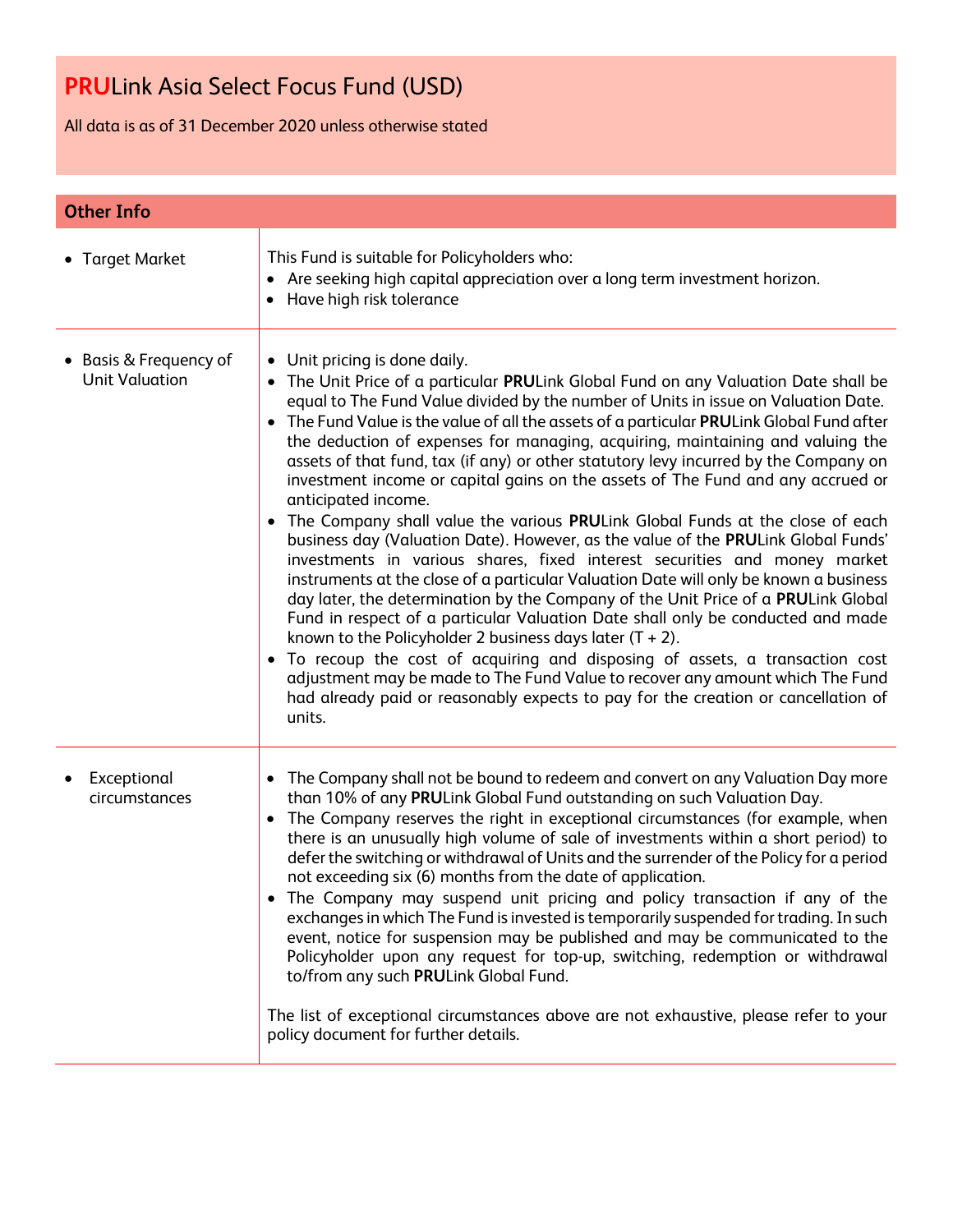# **PRU**Link Asia Select Focus Fund (USD)

All data is as of 31 December 2020 unless otherwise stated

## Other Info

| | |
|---|---|
| • Target Market | This Fund is suitable for Policyholders who:<br>• Are seeking high capital appreciation over a long term investment horizon.<br>• Have high risk tolerance |
| • Basis & Frequency of Unit Valuation | • Unit pricing is done daily.<br>• The Unit Price of a particular **PRU**Link Global Fund on any Valuation Date shall be equal to The Fund Value divided by the number of Units in issue on Valuation Date.<br>• The Fund Value is the value of all the assets of a particular **PRU**Link Global Fund after the deduction of expenses for managing, acquiring, maintaining and valuing the assets of that fund, tax (if any) or other statutory levy incurred by the Company on investment income or capital gains on the assets of The Fund and any accrued or anticipated income.<br>• The Company shall value the various **PRU**Link Global Funds at the close of each business day (Valuation Date). However, as the value of the **PRU**Link Global Funds' investments in various shares, fixed interest securities and money market instruments at the close of a particular Valuation Date will only be known a business day later, the determination by the Company of the Unit Price of a **PRU**Link Global Fund in respect of a particular Valuation Date shall only be conducted and made known to the Policyholder 2 business days later (T + 2).<br>• To recoup the cost of acquiring and disposing of assets, a transaction cost adjustment may be made to The Fund Value to recover any amount which The Fund had already paid or reasonably expects to pay for the creation or cancellation of units. |
| • Exceptional circumstances | • The Company shall not be bound to redeem and convert on any Valuation Day more than 10% of any **PRU**Link Global Fund outstanding on such Valuation Day.<br>• The Company reserves the right in exceptional circumstances (for example, when there is an unusually high volume of sale of investments within a short period) to defer the switching or withdrawal of Units and the surrender of the Policy for a period not exceeding six (6) months from the date of application.<br>• The Company may suspend unit pricing and policy transaction if any of the exchanges in which The Fund is invested is temporarily suspended for trading. In such event, notice for suspension may be published and may be communicated to the Policyholder upon any request for top-up, switching, redemption or withdrawal to/from any such **PRU**Link Global Fund.<br><br>The list of exceptional circumstances above are not exhaustive, please refer to your policy document for further details. |